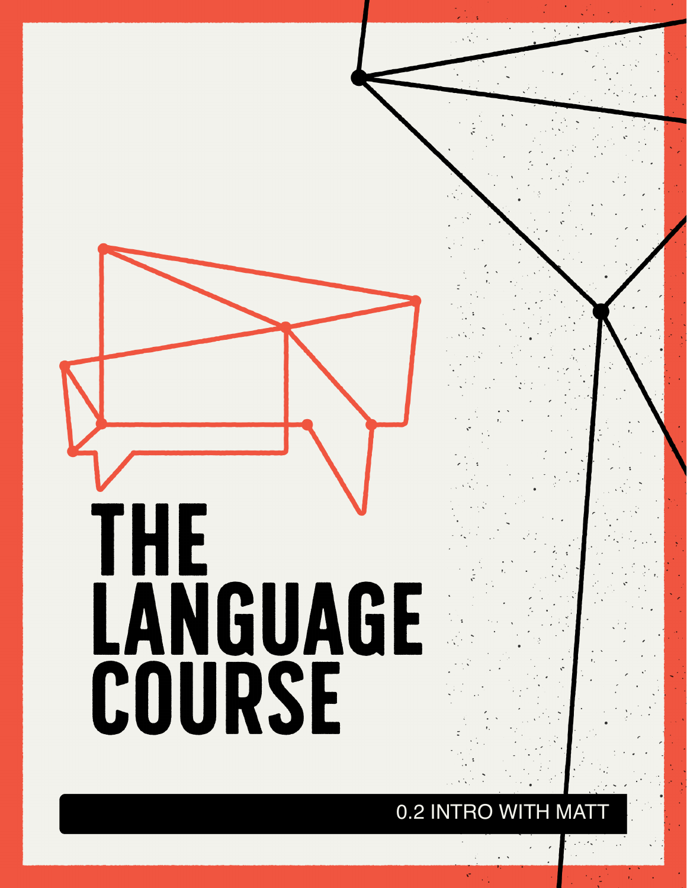# THE LANGUAGE COURSE

0.2 INTRO WITH MATT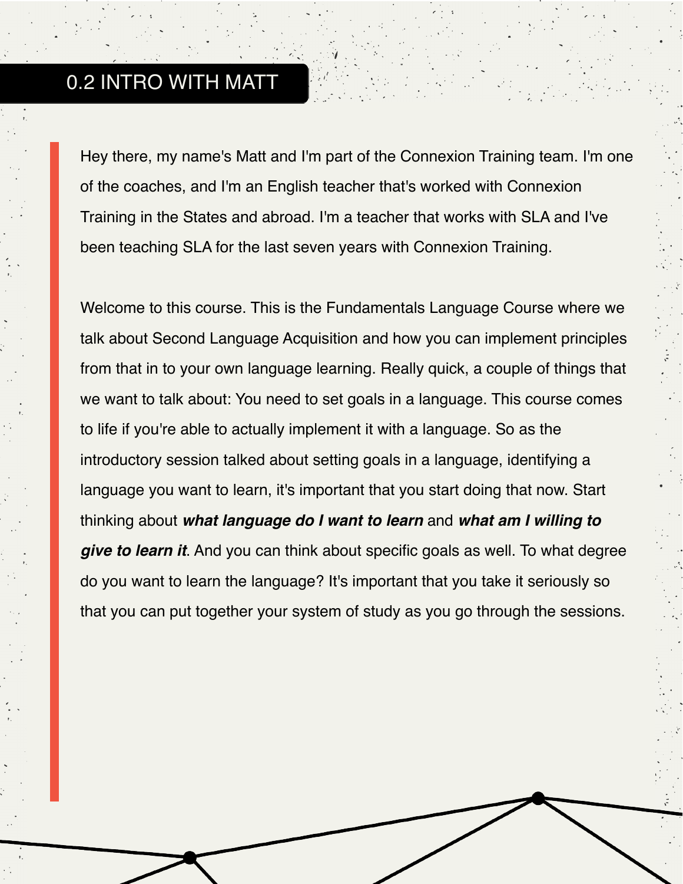## 0.2 INTRO WITH MATT

Hey there, my name's Matt and I'm part of the Connexion Training team. I'm one of the coaches, and I'm an English teacher that's worked with Connexion Training in the States and abroad. I'm a teacher that works with SLA and I've been teaching SLA for the last seven years with Connexion Training.

Welcome to this course. This is the Fundamentals Language Course where we talk about Second Language Acquisition and how you can implement principles from that in to your own language learning. Really quick, a couple of things that we want to talk about: You need to set goals in a language. This course comes to life if you're able to actually implement it with a language. So as the introductory session talked about setting goals in a language, identifying a language you want to learn, it's important that you start doing that now. Start thinking about ***what language do I want to learn*** and ***what am I willing to give to learn it***. And you can think about specific goals as well. To what degree do you want to learn the language? It's important that you take it seriously so that you can put together your system of study as you go through the sessions.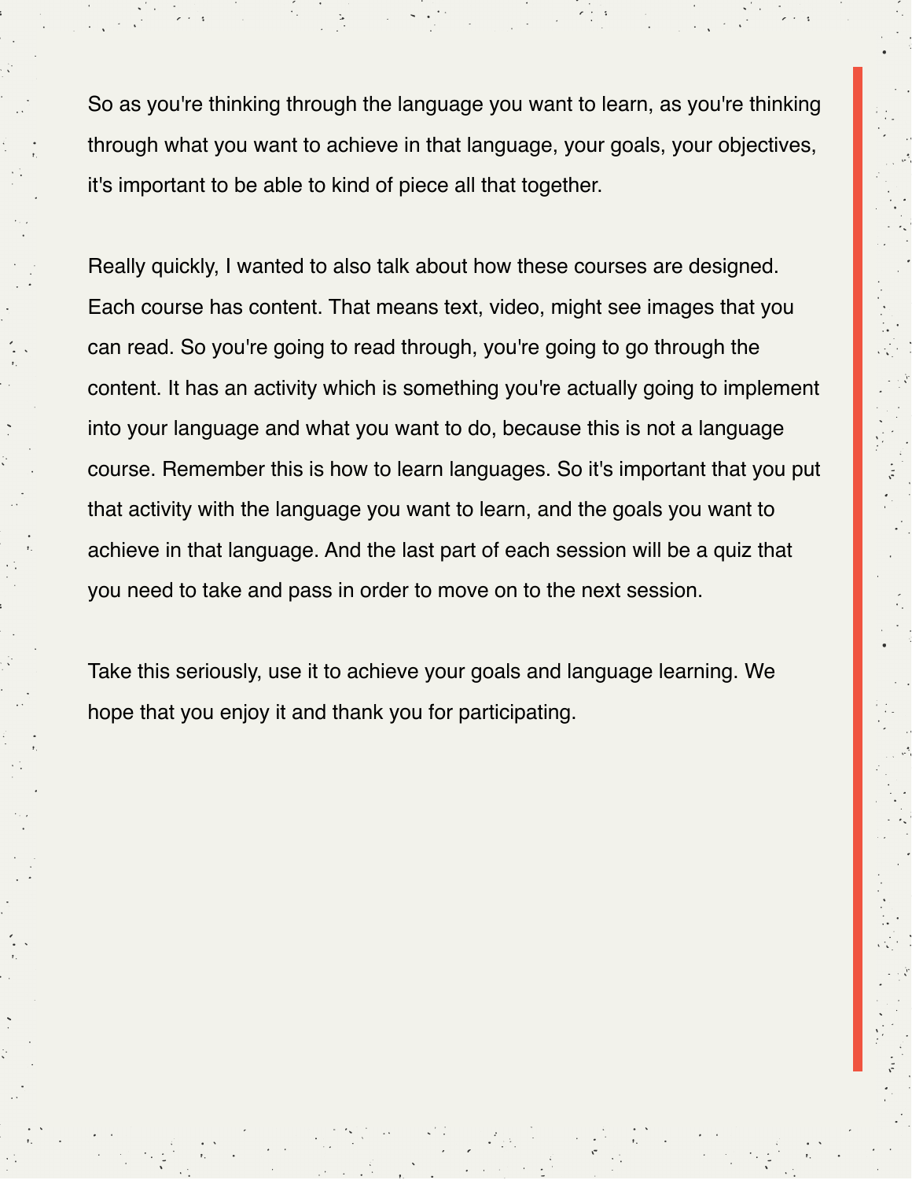So as you're thinking through the language you want to learn, as you're thinking through what you want to achieve in that language, your goals, your objectives, it's important to be able to kind of piece all that together.

Really quickly, I wanted to also talk about how these courses are designed. Each course has content. That means text, video, might see images that you can read. So you're going to read through, you're going to go through the content. It has an activity which is something you're actually going to implement into your language and what you want to do, because this is not a language course. Remember this is how to learn languages. So it's important that you put that activity with the language you want to learn, and the goals you want to achieve in that language. And the last part of each session will be a quiz that you need to take and pass in order to move on to the next session.

Take this seriously, use it to achieve your goals and language learning. We hope that you enjoy it and thank you for participating.